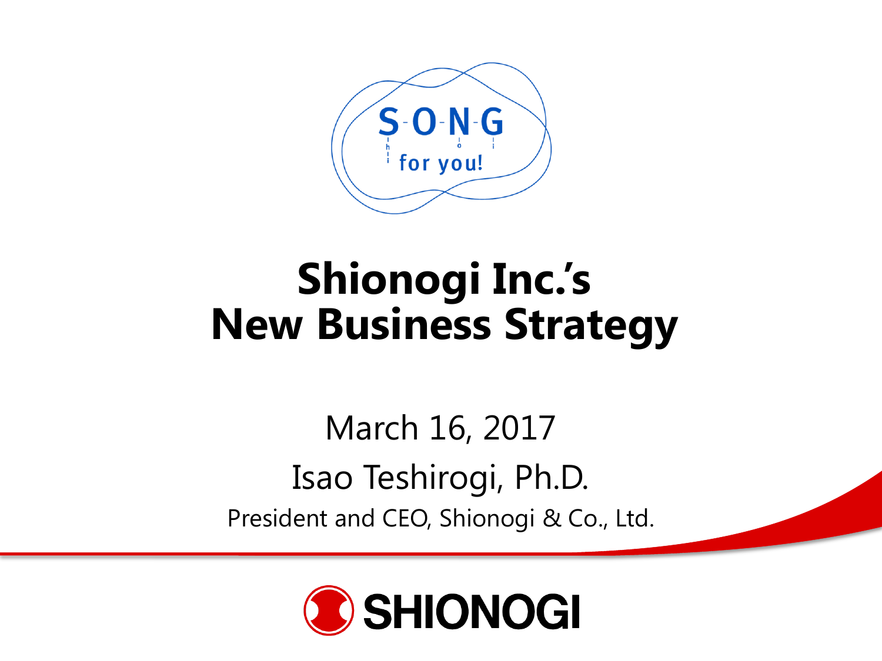S-O-N-G for you!

# Shionogi Inc.'s New Business Strategy

March 16, 2017

Isao Teshirogi, Ph.D.

President and CEO, Shionogi & Co., Ltd.

SHIONOGI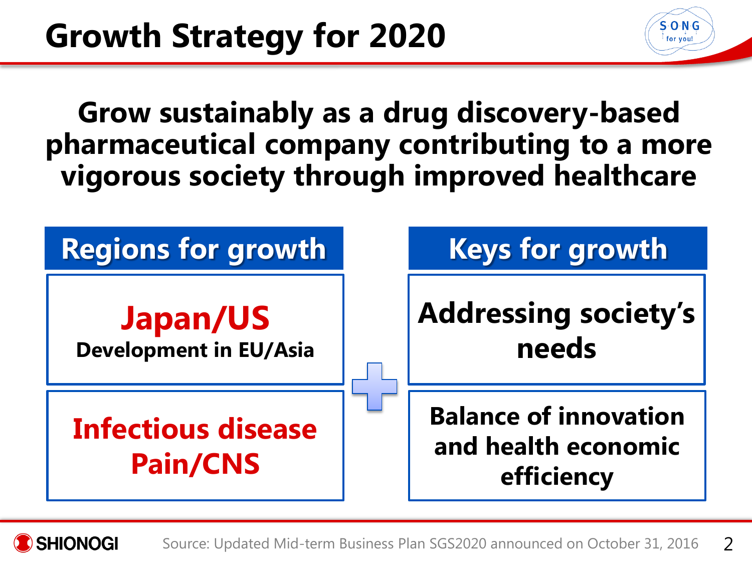# Growth Strategy for 2020

**Grow sustainably as a drug discovery-based pharmaceutical company contributing to a more vigorous society through improved healthcare**

| Regions for growth | | Keys for growth |
| --- | --- | --- |
| **Japan/US** Development in EU/Asia | + | **Addressing society's needs** |
| **Infectious disease** **Pain/CNS** | | **Balance of innovation and health economic efficiency** |

Source: Updated Mid-term Business Plan SGS2020 announced on October 31, 2016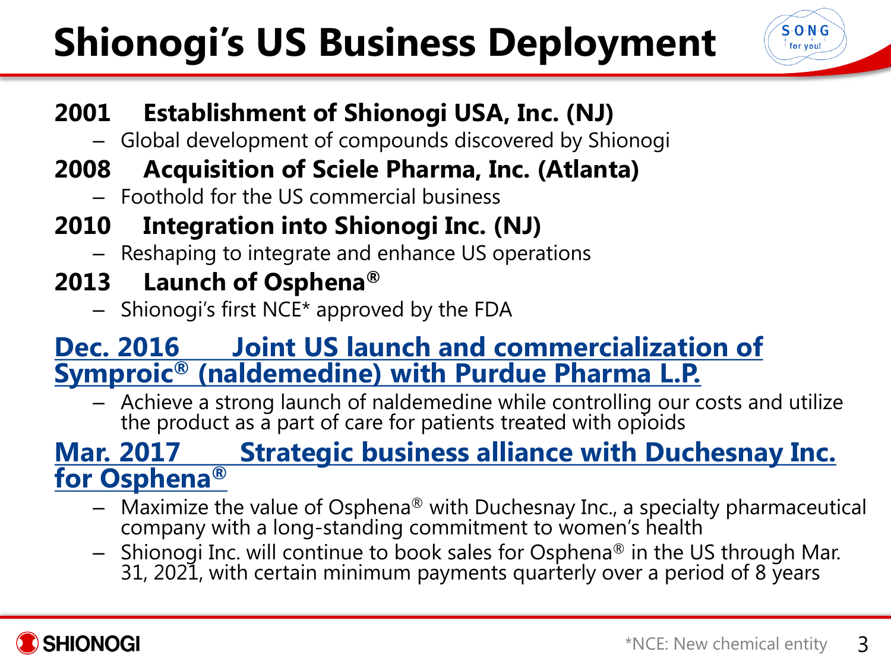# Shionogi's US Business Deployment

**2001 Establishment of Shionogi USA, Inc. (NJ)**
- Global development of compounds discovered by Shionogi

**2008 Acquisition of Sciele Pharma, Inc. (Atlanta)**
- Foothold for the US commercial business

**2010 Integration into Shionogi Inc. (NJ)**
- Reshaping to integrate and enhance US operations

**2013 Launch of Osphena®**
- Shionogi's first NCE* approved by the FDA

**Dec. 2016 Joint US launch and commercialization of Symproic® (naldemedine) with Purdue Pharma L.P.**
- Achieve a strong launch of naldemedine while controlling our costs and utilize the product as a part of care for patients treated with opioids

**Mar. 2017 Strategic business alliance with Duchesnay Inc. for Osphena®**
- Maximize the value of Osphena® with Duchesnay Inc., a specialty pharmaceutical company with a long-standing commitment to women's health
- Shionogi Inc. will continue to book sales for Osphena® in the US through Mar. 31, 2021, with certain minimum payments quarterly over a period of 8 years

*NCE: New chemical entity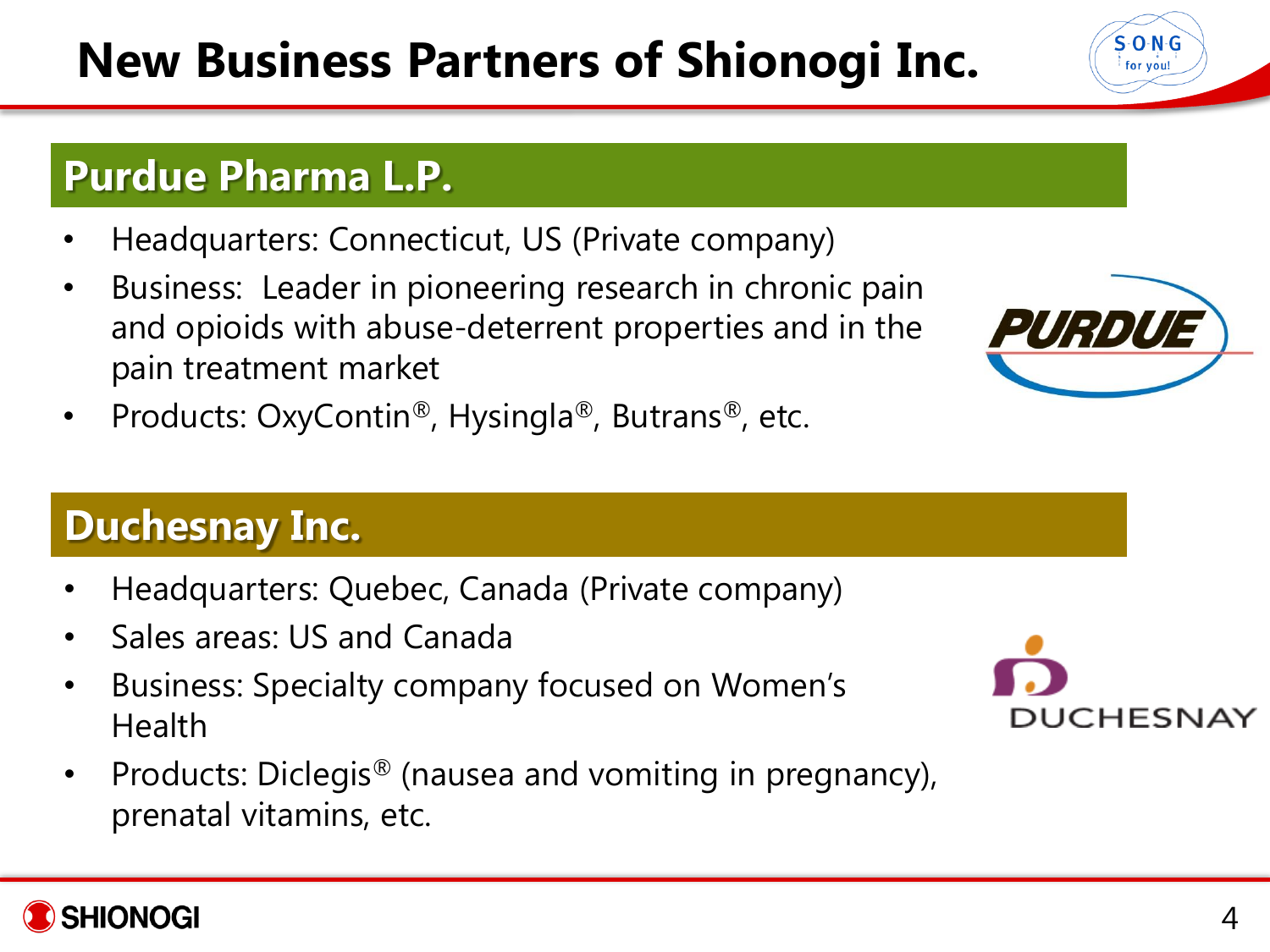# New Business Partners of Shionogi Inc.

## Purdue Pharma L.P.

- Headquarters: Connecticut, US (Private company)
- Business: Leader in pioneering research in chronic pain and opioids with abuse-deterrent properties and in the pain treatment market
- Products: OxyContin®, Hysingla®, Butrans®, etc.

## Duchesnay Inc.

- Headquarters: Quebec, Canada (Private company)
- Sales areas: US and Canada
- Business: Specialty company focused on Women's Health
- Products: Diclegis® (nausea and vomiting in pregnancy), prenatal vitamins, etc.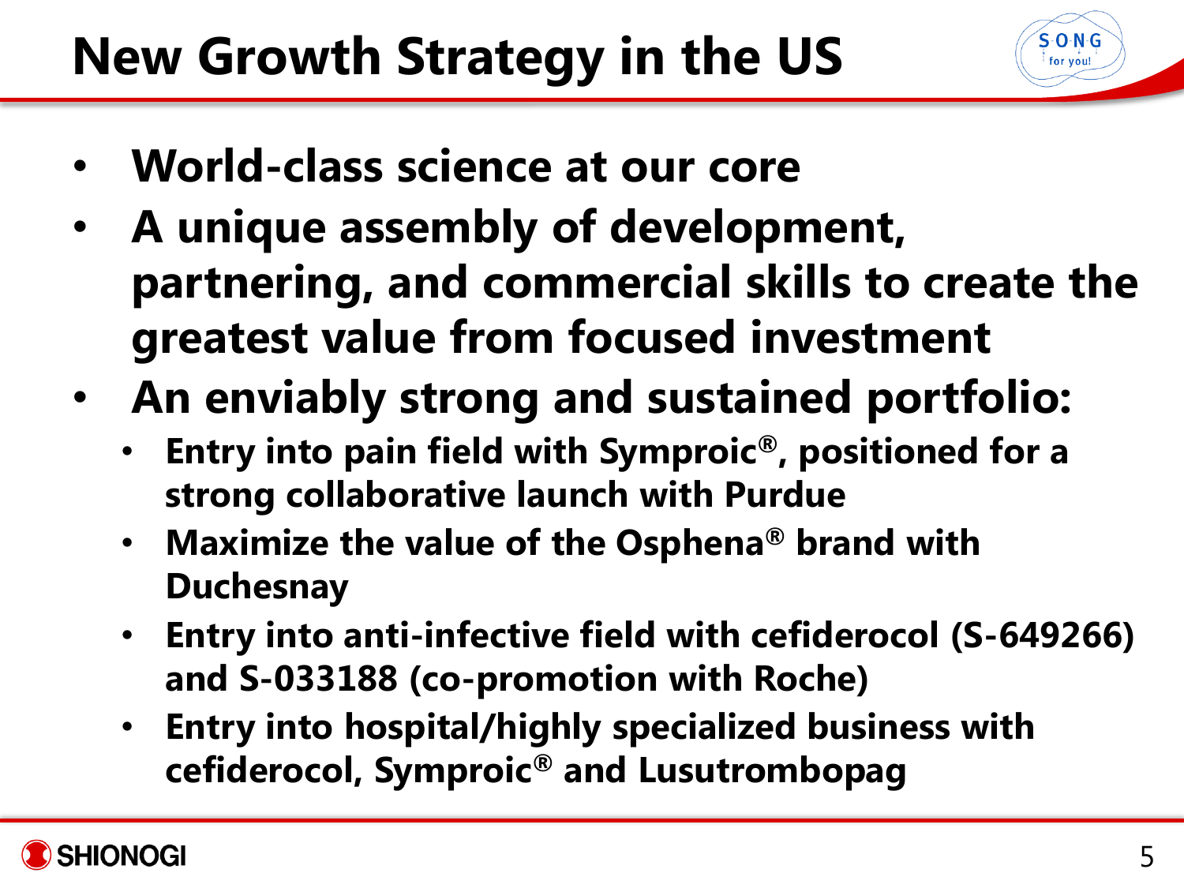# New Growth Strategy in the US

- **World-class science at our core**
- **A unique assembly of development, partnering, and commercial skills to create the greatest value from focused investment**
- **An enviably strong and sustained portfolio:**
  - **Entry into pain field with Symproic®, positioned for a strong collaborative launch with Purdue**
  - **Maximize the value of the Osphena® brand with Duchesnay**
  - **Entry into anti-infective field with cefiderocol (S-649266) and S-033188 (co-promotion with Roche)**
  - **Entry into hospital/highly specialized business with cefiderocol, Symproic® and Lusutrombopag**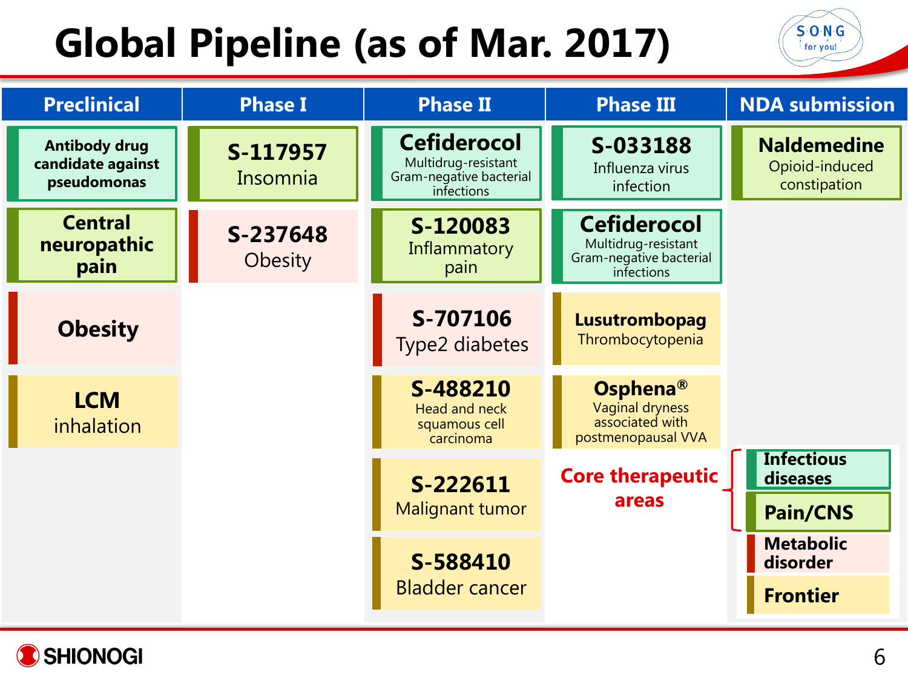# Global Pipeline (as of Mar. 2017)

| Preclinical | Phase I | Phase II | Phase III | NDA submission |
|---|---|---|---|---|
| Antibody drug candidate against pseudomonas | **S-117957** Insomnia | **Cefiderocol** Multidrug-resistant Gram-negative bacterial infections | **S-033188** Influenza virus infection | **Naldemedine** Opioid-induced constipation |
| **Central neuropathic pain** | **S-237648** Obesity | **S-120083** Inflammatory pain | **Cefiderocol** Multidrug-resistant Gram-negative bacterial infections | |
| **Obesity** | | **S-707106** Type2 diabetes | **Lusutrombopag** Thrombocytopenia | |
| **LCM** inhalation | | **S-488210** Head and neck squamous cell carcinoma | **Osphena®** Vaginal dryness associated with postmenopausal VVA | |
| | | **S-222611** Malignant tumor | | |
| | | **S-588410** Bladder cancer | | |

Legend:

- Core therapeutic areas:
  - **Infectious diseases**
  - **Pain/CNS**
- **Metabolic disorder**
- **Frontier**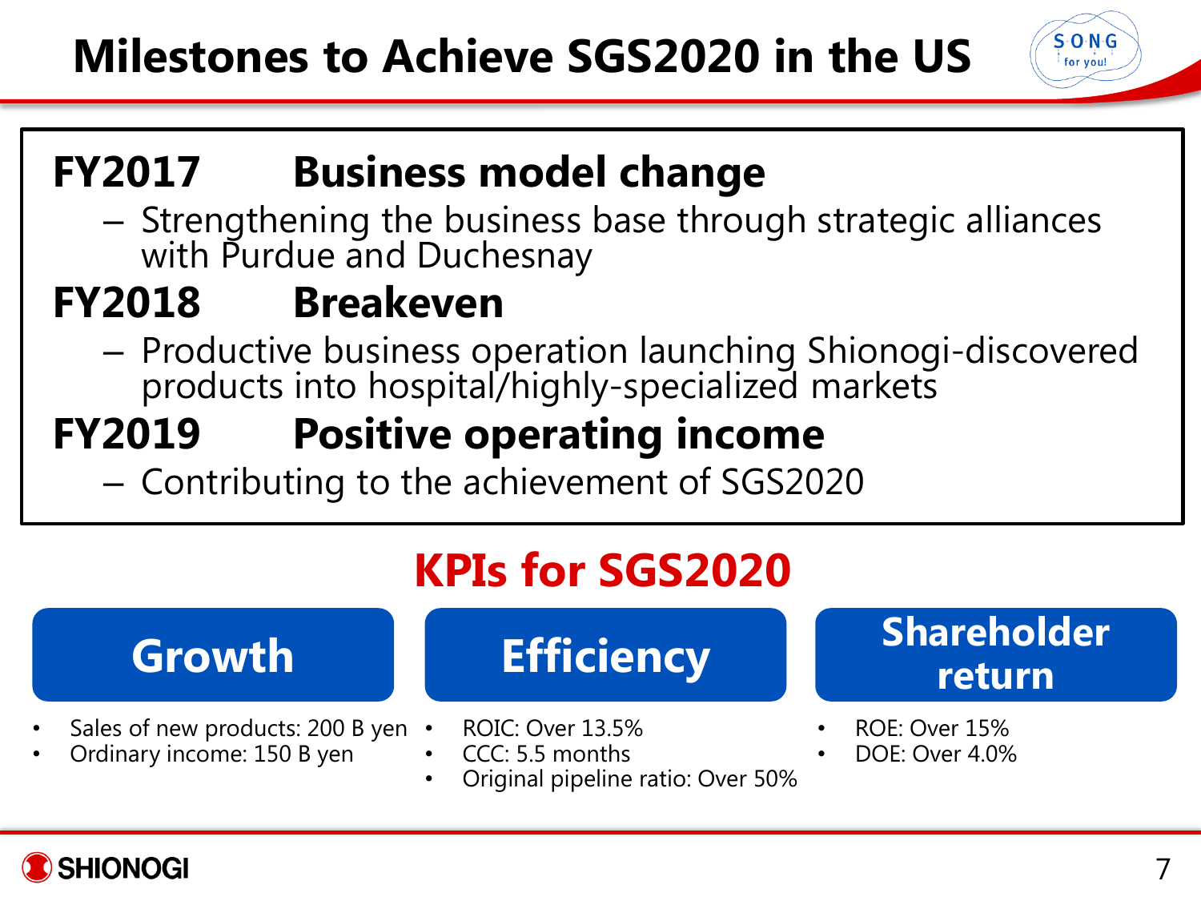# Milestones to Achieve SGS2020 in the US

**FY2017 Business model change**

- Strengthening the business base through strategic alliances with Purdue and Duchesnay

**FY2018 Breakeven**

- Productive business operation launching Shionogi-discovered products into hospital/highly-specialized markets

**FY2019 Positive operating income**

- Contributing to the achievement of SGS2020

## KPIs for SGS2020

### Growth

- Sales of new products: 200 B yen
- Ordinary income: 150 B yen

### Efficiency

- ROIC: Over 13.5%
- CCC: 5.5 months
- Original pipeline ratio: Over 50%

### Shareholder return

- ROE: Over 15%
- DOE: Over 4.0%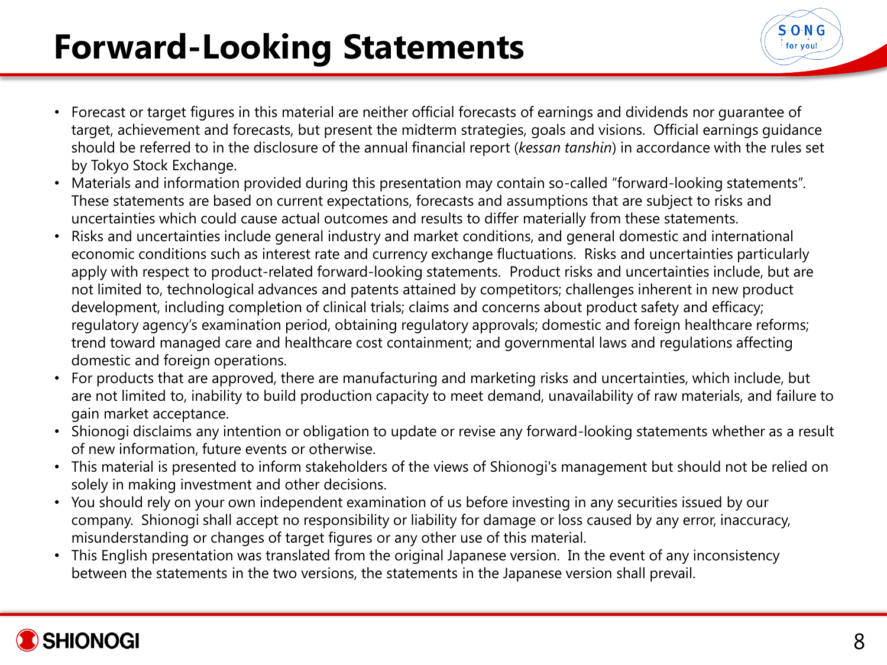# Forward-Looking Statements

- Forecast or target figures in this material are neither official forecasts of earnings and dividends nor guarantee of target, achievement and forecasts, but present the midterm strategies, goals and visions. Official earnings guidance should be referred to in the disclosure of the annual financial report (*kessan tanshin*) in accordance with the rules set by Tokyo Stock Exchange.
- Materials and information provided during this presentation may contain so-called "forward-looking statements". These statements are based on current expectations, forecasts and assumptions that are subject to risks and uncertainties which could cause actual outcomes and results to differ materially from these statements.
- Risks and uncertainties include general industry and market conditions, and general domestic and international economic conditions such as interest rate and currency exchange fluctuations. Risks and uncertainties particularly apply with respect to product-related forward-looking statements. Product risks and uncertainties include, but are not limited to, technological advances and patents attained by competitors; challenges inherent in new product development, including completion of clinical trials; claims and concerns about product safety and efficacy; regulatory agency's examination period, obtaining regulatory approvals; domestic and foreign healthcare reforms; trend toward managed care and healthcare cost containment; and governmental laws and regulations affecting domestic and foreign operations.
- For products that are approved, there are manufacturing and marketing risks and uncertainties, which include, but are not limited to, inability to build production capacity to meet demand, unavailability of raw materials, and failure to gain market acceptance.
- Shionogi disclaims any intention or obligation to update or revise any forward-looking statements whether as a result of new information, future events or otherwise.
- This material is presented to inform stakeholders of the views of Shionogi's management but should not be relied on solely in making investment and other decisions.
- You should rely on your own independent examination of us before investing in any securities issued by our company. Shionogi shall accept no responsibility or liability for damage or loss caused by any error, inaccuracy, misunderstanding or changes of target figures or any other use of this material.
- This English presentation was translated from the original Japanese version. In the event of any inconsistency between the statements in the two versions, the statements in the Japanese version shall prevail.